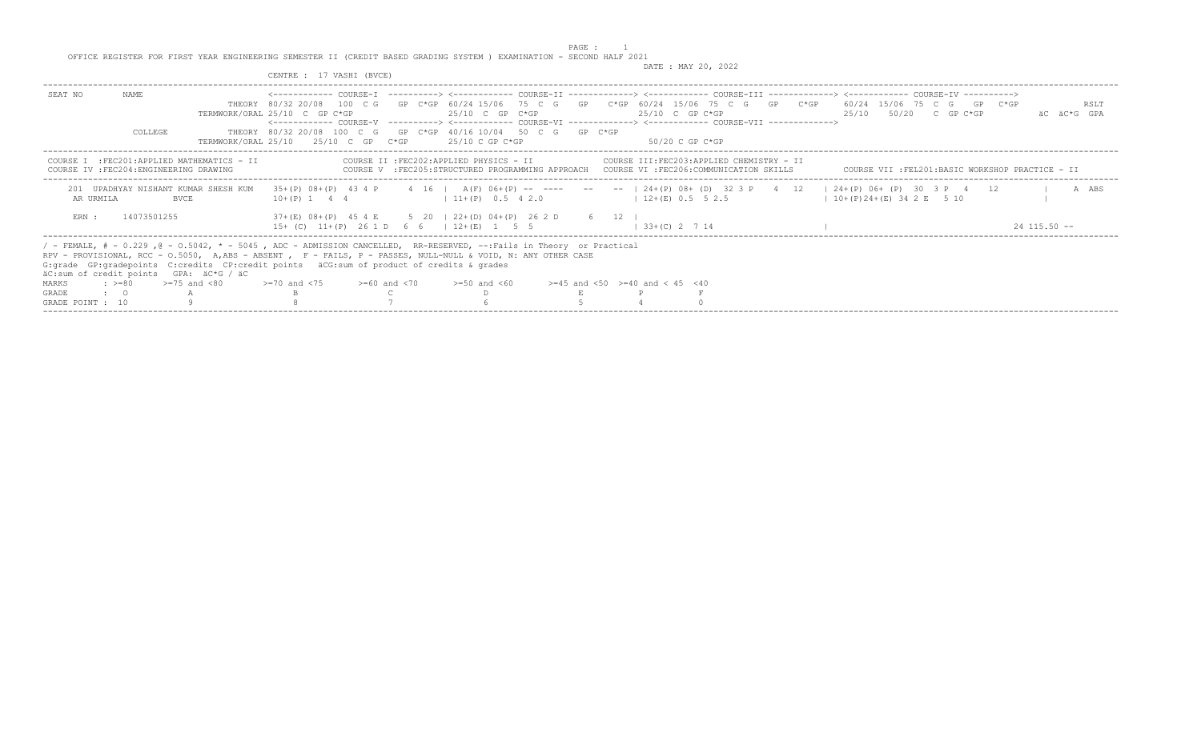OFFICE REGISTER FOR FIRST YEAR ENGINEERING SEMESTER II (CREDIT BASED GRADING SYSTEM ) EXAMINATION - SECOND HALF 2021

DATE : MAY 20, 2022

CENTRE : 17 VASHI (BVCE)

```
SEAT NO     NAME                    <------------ COURSE-I  ----------> <------------ COURSE-II -------------> <------------ COURSE-III -------------> <------------ COURSE-IV ---------->
                             THEORY 80/32 20/08  100  C G   GP  C*GP 60/24 15/06  75  C  G   GP   C*GP 60/24  15/06  75  C  G   GP   C*GP   60/24  15/06  75  C  G   GP  C*GP            RSLT
                      TERMWORK/ORAL 25/10  C  GP C*GP                 25/10  C  GP  C*GP                25/10  C  GP C*GP                   25/10    50/20    C  GP C*GP       äC  äC*G  GPA
                                    <------------ COURSE-V  ----------> <------------ COURSE-VI -------------> <------------ COURSE-VII ------------->
            COLLEGE          THEORY 80/32 20/08  100  C  G   GP  C*GP 40/16 10/04  50  C  G   GP  C*GP
                      TERMWORK/ORAL 25/10    25/10  C  GP  C*GP       25/10 C GP C*GP                    50/20 C GP C*GP
```

```
COURSE I  :FEC201:APPLIED MATHEMATICS - II          COURSE II :FEC202:APPLIED PHYSICS - II            COURSE III:FEC203:APPLIED CHEMISTRY - II
COURSE IV :FEC204:ENGINEERING DRAWING               COURSE V  :FEC205:STRUCTURED PROGRAMMING APPROACH   COURSE VI :FEC206:COMMUNICATION SKILLS        COURSE VII :FEL201:BASIC WORKSHOP PRACTICE - II
```

```
    201  UPADHYAY NISHANT KUMAR SHESH KUM   35+(P) 08+(P)  43 4 P      4  16  |  A(F) 06+(P) --  ----    --    --  | 24+(P) 08+ (D)  32 3 P    4  12   | 24+(P) 06+ (P)  30  3  P   4    12          |    A  ABS
    AR URMILA          BVCE                 10+(P) 1   4  4                   | 11+(P)  0.5  4 2.0                 | 12+(E) 0.5  5 2.5                 | 10+(P)24+(E) 34 2 E   5 10                 |

    ERN :    14073501255                    37+(E) 08+(P)  45 4 E      5  20  | 22+(D) 04+(P)  26 2 D      6   12  |
                                            15+ (C)  11+(P)  26 1 D   6  6    | 12+(E)  1   5  5                   | 33+(C) 2  7 14                    |                                            24 115.50 --
```

/ - FEMALE, # - 0.229 ,@ - O.5042, * - 5045 , ADC - ADMISSION CANCELLED, RR-RESERVED, --:Fails in Theory or Practical
RPV - PROVISIONAL, RCC - O.5050, A,ABS - ABSENT , F - FAILS, P - PASSES, NULL-NULL & VOID, N: ANY OTHER CASE
G:grade GP:gradepoints C:credits CP:credit points äCG:sum of product of credits & grades
äC:sum of credit points GPA: äC*G / äC

| MARKS | : >=80 | >=75 and <80 | >=70 and <75 | >=60 and <70 | >=50 and <60 | >=45 and <50 | >=40 and < 45 | <40 |
|---|---|---|---|---|---|---|---|---|
| GRADE | : O | A | B | C | D | E | P | F |
| GRADE POINT : | 10 | 9 | 8 | 7 | 6 | 5 | 4 | 0 |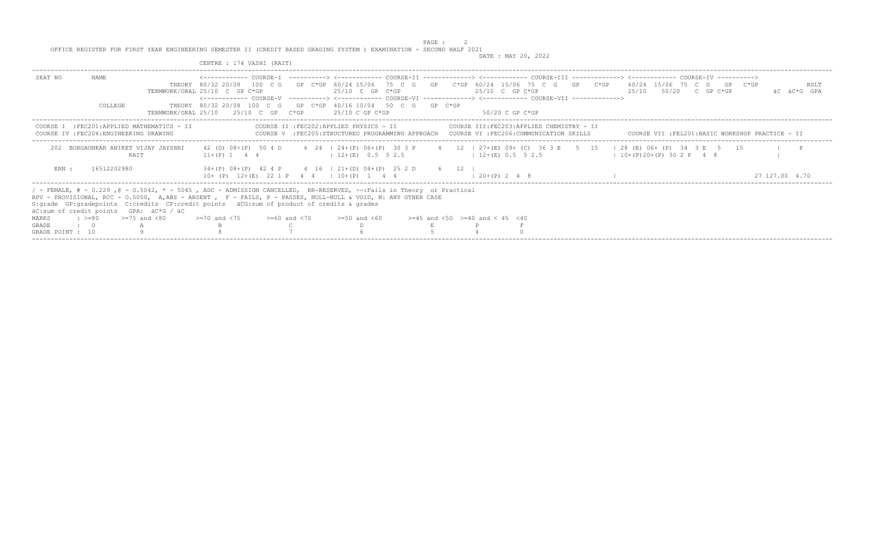OFFICE REGISTER FOR FIRST YEAR ENGINEERING SEMESTER II (CREDIT BASED GRADING SYSTEM ) EXAMINATION - SECOND HALF 2021

DATE : MAY 20, 2022

CENTRE : 174 VASHI (RAIT)

```
SEAT NO        NAME                 <------------ COURSE-I  ----------> <------------ COURSE-II -------------> <------------ COURSE-III -------------> <------------ COURSE-IV ---------->
                             THEORY 80/32 20/08  100  C G    GP  C*GP 60/24 15/06   75  C  G    GP    C*GP  60/24  15/06  75  C  G    GP    C*GP    60/24  15/06  75  C  G    GP   C*GP              RSLT
                      TERMWORK/ORAL 25/10  C  GP C*GP                 25/10  C  GP  C*GP                     25/10  C  GP C*GP                       25/10    50/20    C  GP C*GP            äC  äC*G  GPA
                                    <------------ COURSE-V  ----------> <------------ COURSE-VI -------------> <------------ COURSE-VII ------------->
               COLLEGE       THEORY 80/32 20/08  100  C G    GP  C*GP 40/16 10/04   50  C  G    GP  C*GP
                      TERMWORK/ORAL 25/10    25/10  C  GP   C*GP        25/10 C GP C*GP                             50/20 C GP C*GP
```

COURSE I :FEC201:APPLIED MATHEMATICS - II
COURSE II :FEC202:APPLIED PHYSICS - II
COURSE III:FEC203:APPLIED CHEMISTRY - II
COURSE IV :FEC204:ENGINEERING DRAWING
COURSE V :FEC205:STRUCTURED PROGRAMMING APPROACH
COURSE VI :FEC206:COMMUNICATION SKILLS
COURSE VII :FEL201:BASIC WORKSHOP PRACTICE - II

```
  202  BORGAONKAR ANIKET VIJAY JAYSHRI    42 (D) 08+(P)  50 4 D      6  24  | 24+(P) 06+(P)  30 3 P      4   12  | 27+(E) 09+ (C)  36 3 E    5  15    | 28 (E) 06+ (P)  34  3 E   5    15         |    P
                  RAIT                    11+(P) 1   4  4                 | 12+(E)  0.5  5 2.5                 | 12+(E) 0.5  5 2.5                  | 10+(P)20+(P) 30 2 P   4  8               |

  ERN :     16512202980                   34+(P) 08+(P)  42 4 P      4  16  | 21+(D) 04+(P)  25 2 D      6   12  |
                                          10+ (P)  12+(E)  22 1 P   4  4    | 10+(P)  1   4  4                   | 20+(P) 2  4  8                     |                                          27 127.00  4.70
```

/ - FEMALE, # - 0.229 ,@ - O.5042, * - 5045 , ADC - ADMISSION CANCELLED, RR-RESERVED, --:Fails in Theory or Practical
RPV - PROVISIONAL, RCC - O.5050, A,ABS - ABSENT , F - FAILS, P - PASSES, NULL-NULL & VOID, N: ANY OTHER CASE
G:grade GP:gradepoints C:credits CP:credit points äCG:sum of product of credits & grades
äC:sum of credit points GPA: äC*G / äC

| MARKS | : >=80 | >=75 and <80 | >=70 and <75 | >=60 and <70 | >=50 and <60 | >=45 and <50 | >=40 and < 45 | <40 |
|---|---|---|---|---|---|---|---|---|
| GRADE | : O | A | B | C | D | E | P | F |
| GRADE POINT | : 10 | 9 | 8 | 7 | 6 | 5 | 4 | 0 |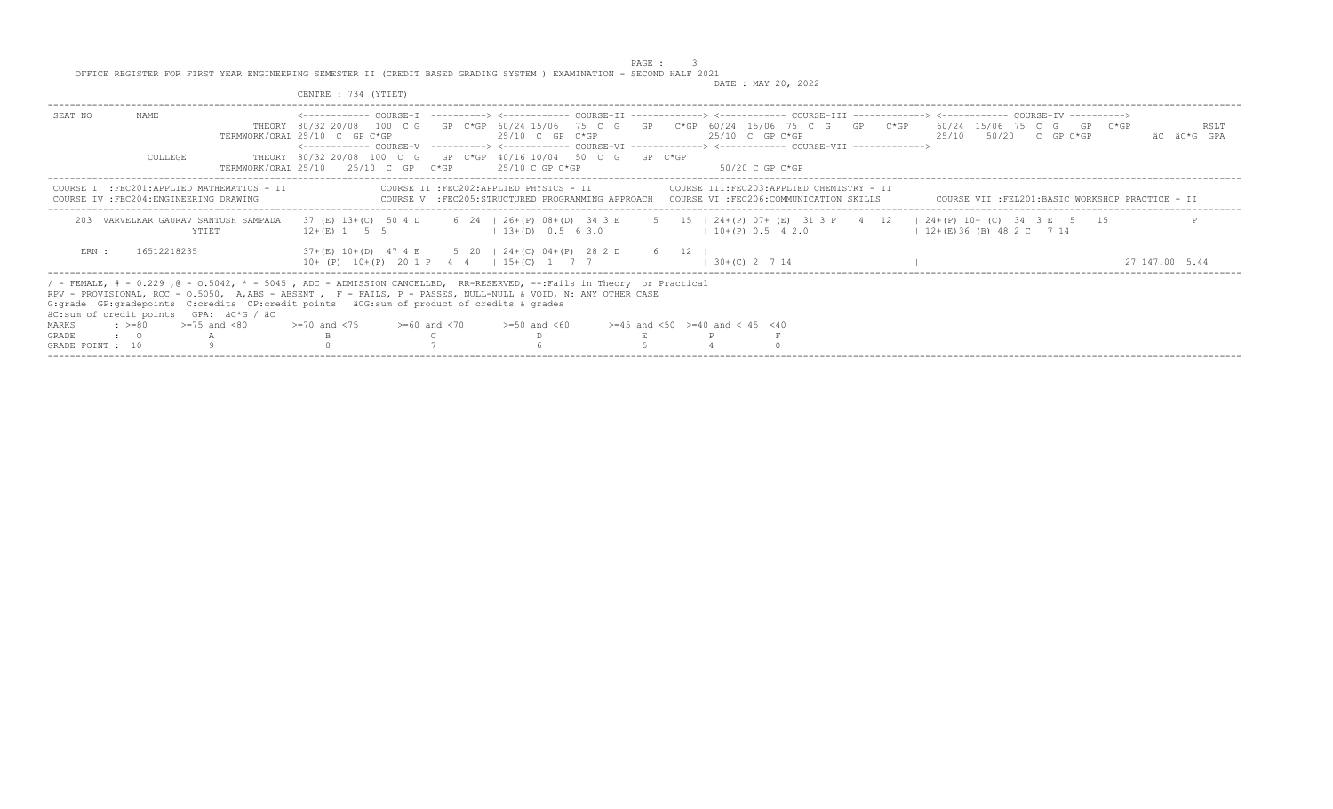OFFICE REGISTER FOR FIRST YEAR ENGINEERING SEMESTER II (CREDIT BASED GRADING SYSTEM ) EXAMINATION - SECOND HALF 2021

DATE : MAY 20, 2022

CENTRE : 734 (YTIET)

```
SEAT NO      NAME                  <------------ COURSE-I  ----------> <------------ COURSE-II -------------> <------------ COURSE-III -------------> <------------ COURSE-IV ---------->
                            THEORY 80/32 20/08  100  C G   GP  C*GP 60/24 15/06  75  C  G   GP   C*GP 60/24 15/06  75  C  G   GP   C*GP   60/24 15/06  75  C  G   GP  C*GP          RSLT
                     TERMWORK/ORAL 25/10  C  GP C*GP               25/10  C  GP  C*GP                 25/10  C  GP C*GP                    25/10    50/20   C  GP C*GP           äC  äC*G  GPA
                                   <------------ COURSE-V  ----------> <------------ COURSE-VI -------------> <------------ COURSE-VII ------------->
             COLLEGE        THEORY 80/32 20/08  100  C  G   GP  C*GP 40/16 10/04   50  C  G   GP  C*GP
                     TERMWORK/ORAL 25/10    25/10  C  GP   C*GP      25/10 C GP C*GP                      50/20 C GP C*GP
```

COURSE I :FEC201:APPLIED MATHEMATICS - II
COURSE II :FEC202:APPLIED PHYSICS - II
COURSE III:FEC203:APPLIED CHEMISTRY - II
COURSE IV :FEC204:ENGINEERING DRAWING
COURSE V :FEC205:STRUCTURED PROGRAMMING APPROACH
COURSE VI :FEC206:COMMUNICATION SKILLS
COURSE VII :FEL201:BASIC WORKSHOP PRACTICE - II

```
  203  VARVELKAR GAURAV SANTOSH SAMPADA   37 (E) 13+(C)  50 4 D     6  24  | 26+(P) 08+(D)  34 3 E     5   15  | 24+(P) 07+ (E)  31 3 P    4  12   | 24+(P) 10+ (C)  34  3 E   5   15          |    P
                     YTIET               12+(E) 1   5  5                   | 13+(D)  0.5  6 3.0                | 10+(P) 0.5  4 2.0                 | 12+(E)36 (B) 48 2 C   7 14                |

  ERN :    16512218235                   37+(E) 10+(D)  47 4 E     5  20  | 24+(C) 04+(P)  28 2 D     6   12  |
                                         10+ (P)  10+(P)  20 1 P   4  4   | 15+(C)  1   7  7                  | 30+(C) 2  7 14                    |                                               27 147.00  5.44
```

/ - FEMALE, # - 0.229 ,@ - O.5042, * - 5045 , ADC - ADMISSION CANCELLED, RR-RESERVED, --:Fails in Theory or Practical
RPV - PROVISIONAL, RCC - O.5050, A,ABS - ABSENT , F - FAILS, P - PASSES, NULL-NULL & VOID, N: ANY OTHER CASE
G:grade GP:gradepoints C:credits CP:credit points äCG:sum of product of credits & grades
äC:sum of credit points GPA: äC*G / äC

| MARKS | : >=80 | >=75 and <80 | >=70 and <75 | >=60 and <70 | >=50 and <60 | >=45 and <50 | >=40 and < 45 | <40 |
|---|---|---|---|---|---|---|---|---|
| GRADE | : O | A | B | C | D | E | P | F |
| GRADE POINT | : 10 | 9 | 8 | 7 | 6 | 5 | 4 | 0 |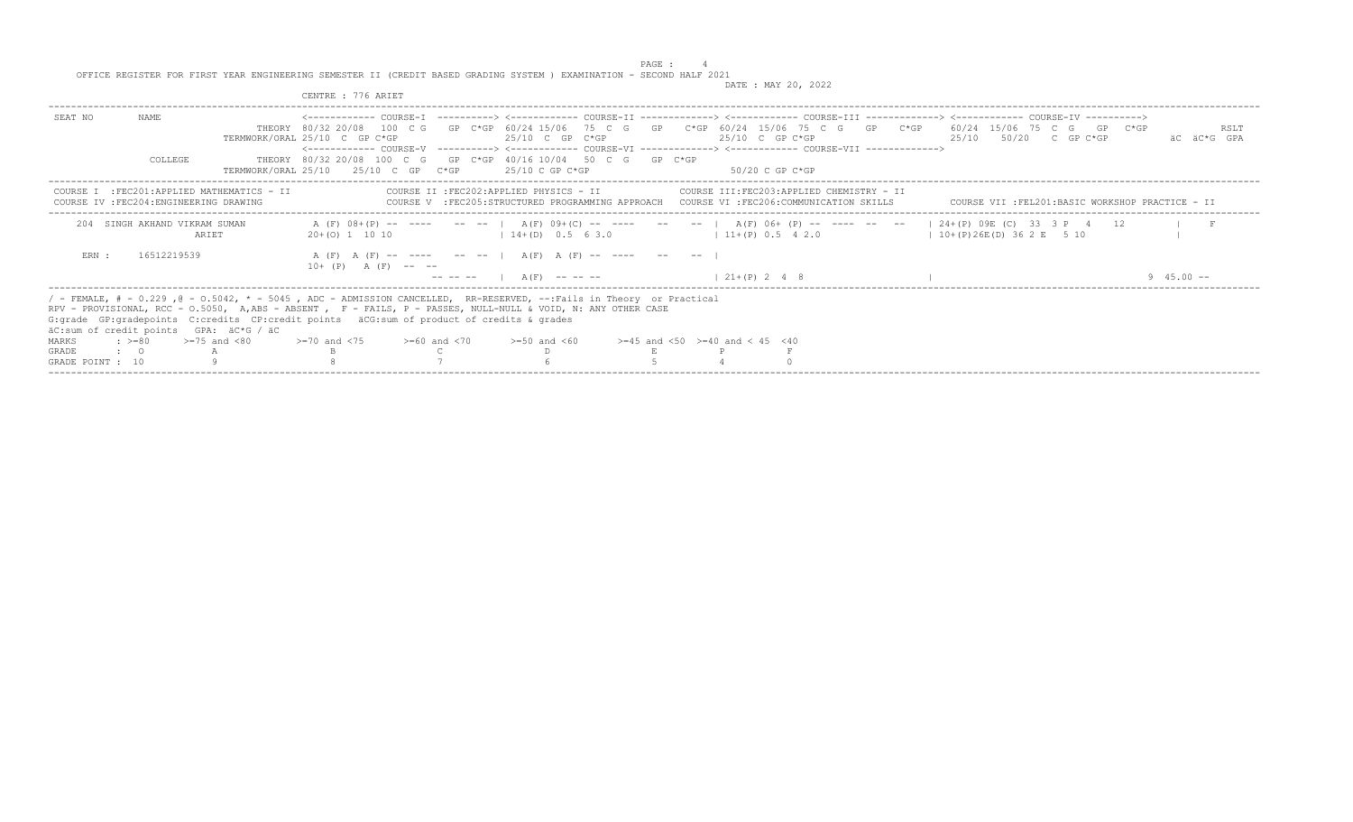OFFICE REGISTER FOR FIRST YEAR ENGINEERING SEMESTER II (CREDIT BASED GRADING SYSTEM ) EXAMINATION - SECOND HALF 2021

DATE : MAY 20, 2022

CENTRE : 776 ARIET

```
SEAT NO      NAME               <------------ COURSE-I  ----------> <------------ COURSE-II -------------> <------------ COURSE-III -------------> <------------ COURSE-IV ---------->
                        THEORY  80/32 20/08  100  C G   GP  C*GP  60/24 15/06   75  C  G   GP   C*GP  60/24  15/06  75  C  G   GP   C*GP    60/24  15/06  75  C  G   GP  C*GP           RSLT
              TERMWORK/ORAL 25/10  C  GP C*GP             25/10  C  GP  C*GP                  25/10  C  GP C*GP                   25/10    50/20   C  GP C*GP          äC  äC*G  GPA
                                <------------ COURSE-V  ----------> <------------ COURSE-VI -------------> <------------ COURSE-VII ------------->
             COLLEGE    THEORY  80/32 20/08  100  C  G   GP  C*GP  40/16 10/04   50  C  G   GP  C*GP
              TERMWORK/ORAL 25/10    25/10  C  GP   C*GP        25/10 C GP C*GP                   50/20 C GP C*GP
```

```
COURSE I  :FEC201:APPLIED MATHEMATICS - II          COURSE II :FEC202:APPLIED PHYSICS - II              COURSE III:FEC203:APPLIED CHEMISTRY - II
COURSE IV :FEC204:ENGINEERING DRAWING               COURSE V  :FEC205:STRUCTURED PROGRAMMING APPROACH   COURSE VI :FEC206:COMMUNICATION SKILLS          COURSE VII :FEL201:BASIC WORKSHOP PRACTICE - II
```

```
   204  SINGH AKHAND VIKRAM SUMAN      A (F) 08+(P) --  ----    -- --  |  A(F) 09+(C) --  ----    --    --  |  A(F) 06+ (P) --  ----  --  --   | 24+(P) 09E (C)  33  3 P   4    12          |    F
                    ARIET          20+(O) 1  10 10                 | 14+(D)  0.5  6 3.0                  | 11+(P) 0.5  4 2.0                  | 10+(P)26E(D) 36 2 E   5 10               |

     ERN :    16512219539          A (F)  A (F) --  ----    --  -- |  A(F)  A (F) --  ----    --    --  |
                                   10+ (P)   A (F)  --  --
                                                        -- -- --   |  A(F)   -- -- --                    | 21+(P) 2  4  8                      |                                          9  45.00 --
```

/ - FEMALE, # - 0.229 ,@ - O.5042, * - 5045 , ADC - ADMISSION CANCELLED, RR-RESERVED, --:Fails in Theory or Practical
RPV - PROVISIONAL, RCC - O.5050, A,ABS - ABSENT , F - FAILS, P - PASSES, NULL-NULL & VOID, N: ANY OTHER CASE
G:grade GP:gradepoints C:credits CP:credit points äCG:sum of product of credits & grades
äC:sum of credit points GPA: äC*G / äC

| MARKS | : >=80 | >=75 and <80 | >=70 and <75 | >=60 and <70 | >=50 and <60 | >=45 and <50 | >=40 and < 45 | <40 |
|---|---|---|---|---|---|---|---|---|
| GRADE | : O | A | B | C | D | E | P | F |
| GRADE POINT | : 10 | 9 | 8 | 7 | 6 | 5 | 4 | 0 |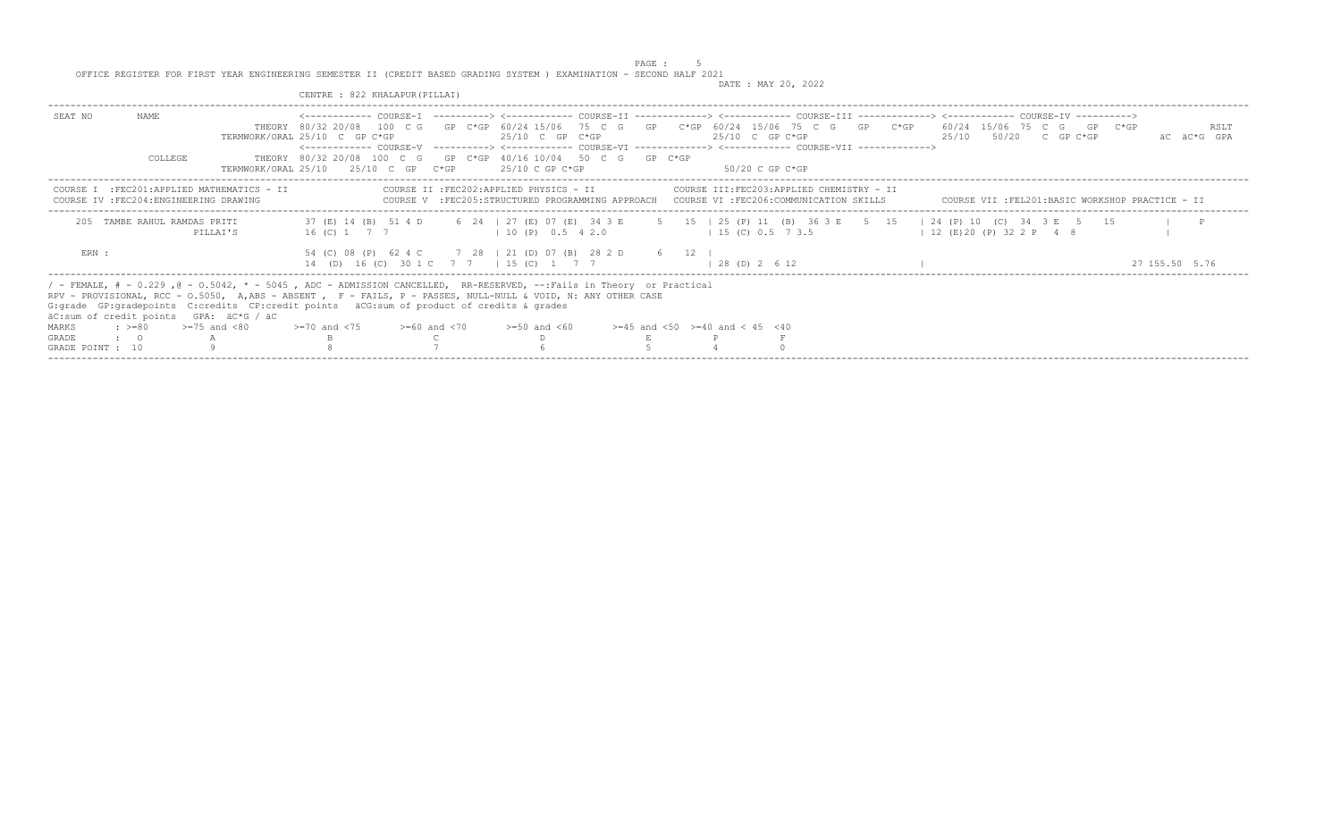OFFICE REGISTER FOR FIRST YEAR ENGINEERING SEMESTER II (CREDIT BASED GRADING SYSTEM ) EXAMINATION - SECOND HALF 2021

DATE : MAY 20, 2022

CENTRE : 822 KHALAPUR(PILLAI)

```
SEAT NO        NAME               <------------ COURSE-I  ----------> <------------ COURSE-II -------------> <------------ COURSE-III -------------> <------------ COURSE-IV ---------->
                           THEORY 80/32 20/08  100  C G   GP  C*GP 60/24 15/06  75  C  G   GP   C*GP 60/24 15/06 75  C  G   GP   C*GP   60/24 15/06 75  C  G   GP  C*GP          RSLT
                  TERMWORK/ORAL 25/10  C  GP C*GP                25/10  C  GP  C*GP                25/10  C  GP C*GP                 25/10    50/20   C  GP C*GP          äC  äC*G  GPA
                                  <------------ COURSE-V  ----------> <------------ COURSE-VI -------------> <------------ COURSE-VII ------------->
               COLLEGE     THEORY 80/32 20/08  100  C  G   GP  C*GP 40/16 10/04   50  C  G   GP  C*GP
                  TERMWORK/ORAL 25/10    25/10  C  GP  C*GP       25/10 C GP C*GP                   50/20 C GP C*GP
```

```
COURSE I  :FEC201:APPLIED MATHEMATICS - II              COURSE II :FEC202:APPLIED PHYSICS - II              COURSE III:FEC203:APPLIED CHEMISTRY - II
COURSE IV :FEC204:ENGINEERING DRAWING                   COURSE V  :FEC205:STRUCTURED PROGRAMMING APPROACH   COURSE VI :FEC206:COMMUNICATION SKILLS        COURSE VII :FEL201:BASIC WORKSHOP PRACTICE - II
```

```
   205  TAMBE RAHUL RAMDAS PRITI        37 (E) 14 (B)  51 4 D     6  24  | 27 (E) 07 (E)  34 3 E     5   15  | 25 (P) 11  (B)  36 3 E    5  15   | 24 (P) 10  (C)  34  3 E   5    15        |   P
                        PILLAI'S        16 (C) 1   7  7                  | 10 (P)  0.5  4 2.0                 | 15 (C) 0.5  7 3.5                 | 12 (E)20 (P) 32 2 P   4  8                |

     ERN :                              54 (C) 08 (P)  62 4 C     7  28  | 21 (D) 07 (B)  28 2 D     6   12  |
                                        14  (D)  16 (C)  30 1 C   7  7   | 15 (C)  1   7  7                   | 28 (D) 2  6 12                    |                                                27 155.50  5.76
```

/ - FEMALE, # - 0.229 ,@ - O.5042, * - 5045 , ADC - ADMISSION CANCELLED, RR-RESERVED, --:Fails in Theory or Practical
RPV - PROVISIONAL, RCC - O.5050, A,ABS - ABSENT , F - FAILS, P - PASSES, NULL-NULL & VOID, N: ANY OTHER CASE
G:grade GP:gradepoints C:credits CP:credit points äCG:sum of product of credits & grades
äC:sum of credit points GPA: äC*G / äC

| MARKS | : >=80 | >=75 and <80 | >=70 and <75 | >=60 and <70 | >=50 and <60 | >=45 and <50 | >=40 and < 45 | <40 |
|---|---|---|---|---|---|---|---|---|
| GRADE | : O | A | B | C | D | E | P | F |
| GRADE POINT | : 10 | 9 | 8 | 7 | 6 | 5 | 4 | 0 |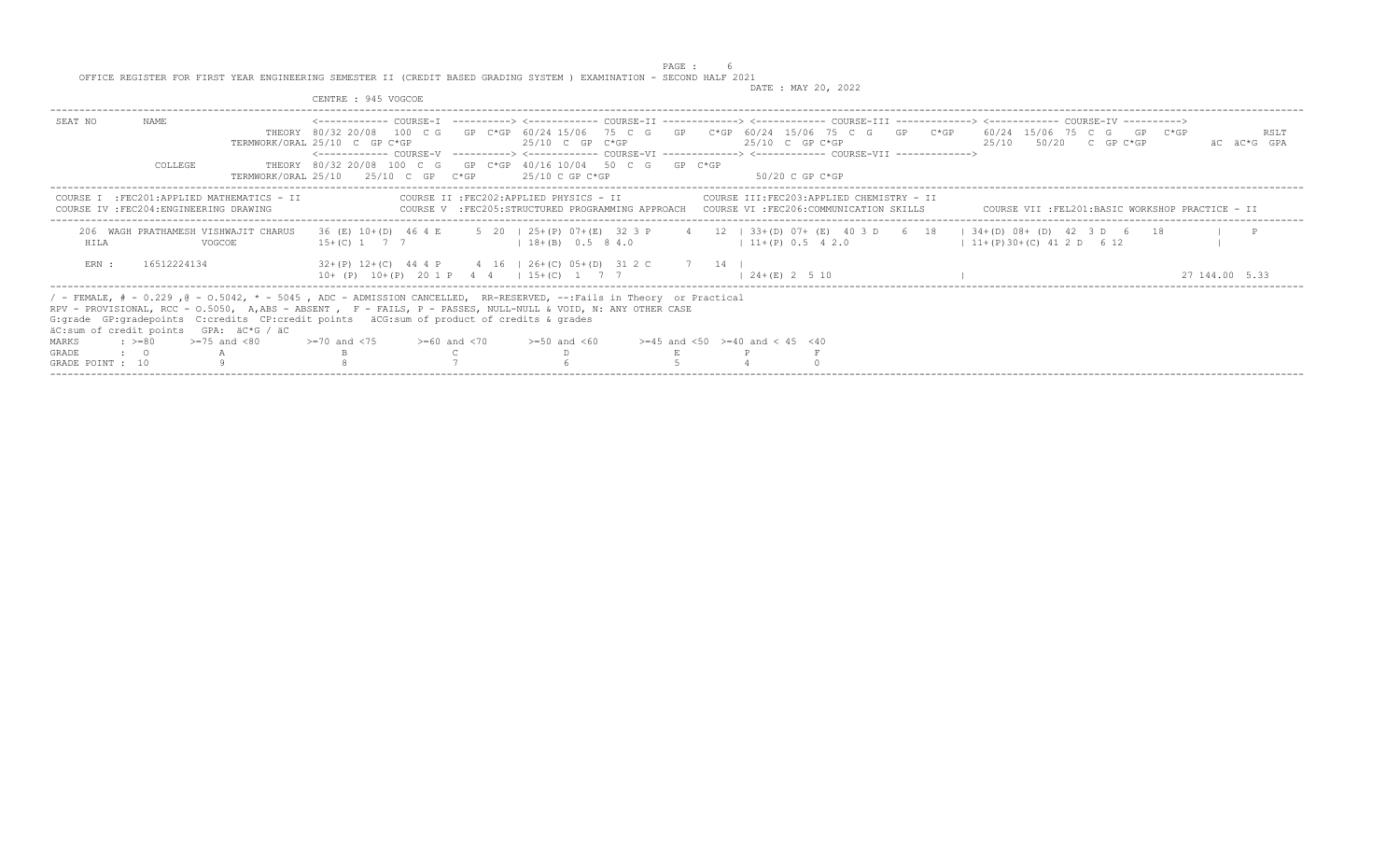OFFICE REGISTER FOR FIRST YEAR ENGINEERING SEMESTER II (CREDIT BASED GRADING SYSTEM ) EXAMINATION - SECOND HALF 2021

DATE : MAY 20, 2022

CENTRE : 945 VOGCOE

```
SEAT NO        NAME              <------------ COURSE-I  ----------> <------------ COURSE-II -------------> <------------ COURSE-III -------------> <------------ COURSE-IV ---------->
                           THEORY 80/32 20/08  100  C G   GP  C*GP  60/24 15/06  75  C  G   GP   C*GP  60/24  15/06  75  C  G   GP   C*GP    60/24  15/06  75  C  G   GP  C*GP           RSLT
                 TERMWORK/ORAL 25/10  C  GP C*GP                    25/10  C  GP  C*GP                   25/10  C  GP C*GP                     25/10   50/20   C  GP C*GP          äC  äC*G  GPA
                                 <------------ COURSE-V  ----------> <------------ COURSE-VI -------------> <------------ COURSE-VII ------------->
               COLLEGE     THEORY 80/32 20/08  100  C  G   GP  C*GP  40/16 10/04   50  C  G   GP  C*GP
                 TERMWORK/ORAL 25/10    25/10  C  GP   C*GP        25/10 C GP C*GP                       50/20 C GP C*GP
```

COURSE I :FEC201:APPLIED MATHEMATICS - II
COURSE II :FEC202:APPLIED PHYSICS - II
COURSE III:FEC203:APPLIED CHEMISTRY - II
COURSE IV :FEC204:ENGINEERING DRAWING
COURSE V :FEC205:STRUCTURED PROGRAMMING APPROACH
COURSE VI :FEC206:COMMUNICATION SKILLS
COURSE VII :FEL201:BASIC WORKSHOP PRACTICE - II

```
  206  WAGH PRATHAMESH VISHWAJIT CHARUS    36 (E) 10+(D)  46 4 E      5  20  | 25+(P) 07+(E)  32 3 P      4   12  | 33+(D) 07+ (E)  40 3 D    6  18    | 34+(D) 08+ (D)  42  3  D   6    18          |    P
  HILA               VOGCOE                15+(C) 1   7  7                   | 18+(B)  0.5  8 4.0                 | 11+(P) 0.5  4 2.0                   | 11+(P)30+(C) 41 2 D   6 12                |

  ERN :    16512224134                     32+(P) 12+(C)  44 4 P      4  16  | 26+(C) 05+(D)  31 2 C      7   14  |
                                           10+ (P)  10+(P)  20 1 P   4  4    | 15+(C)  1   7  7                   | 24+(E) 2  5 10                      |                                   27 144.00  5.33
```

/ - FEMALE, # - 0.229 ,@ - O.5042, * - 5045 , ADC - ADMISSION CANCELLED, RR-RESERVED, --:Fails in Theory or Practical
RPV - PROVISIONAL, RCC - O.5050, A,ABS - ABSENT , F - FAILS, P - PASSES, NULL-NULL & VOID, N: ANY OTHER CASE
G:grade GP:gradepoints C:credits CP:credit points äCG:sum of product of credits & grades
äC:sum of credit points GPA: äC*G / äC

| MARKS | : >=80 | >=75 and <80 | >=70 and <75 | >=60 and <70 | >=50 and <60 | >=45 and <50 | >=40 and < 45 | <40 |
|---|---|---|---|---|---|---|---|---|
| GRADE | : O | A | B | C | D | E | P | F |
| GRADE POINT | : 10 | 9 | 8 | 7 | 6 | 5 | 4 | 0 |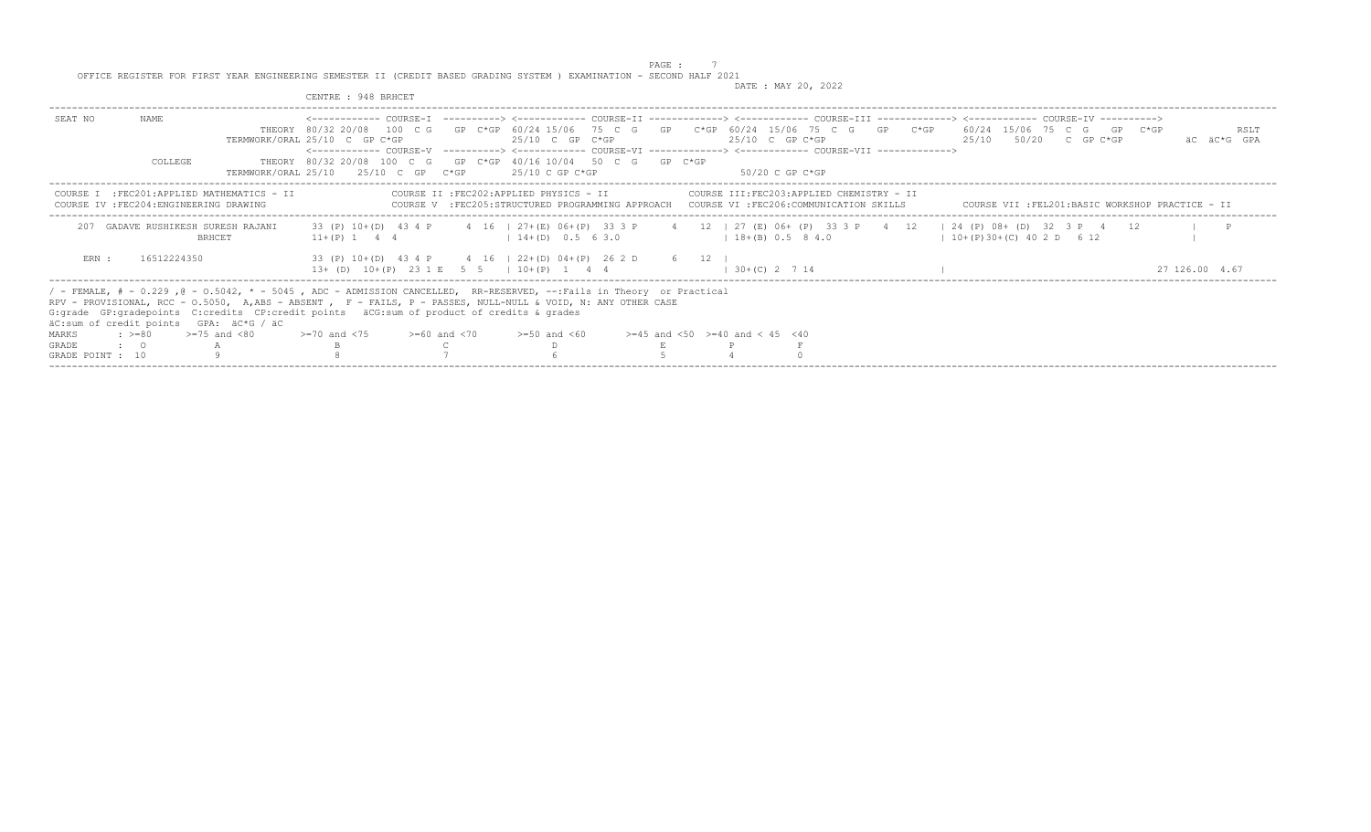OFFICE REGISTER FOR FIRST YEAR ENGINEERING SEMESTER II (CREDIT BASED GRADING SYSTEM ) EXAMINATION - SECOND HALF 2021

DATE : MAY 20, 2022

CENTRE : 948 BRHCET

```
SEAT NO      NAME                            <------------ COURSE-I  ----------> <------------ COURSE-II -------------> <------------ COURSE-III -------------> <------------ COURSE-IV ---------->
                                THEORY 80/32 20/08  100  C G   GP  C*GP  60/24 15/06  75  C  G   GP   C*GP  60/24  15/06  75  C  G   GP   C*GP   60/24  15/06  75  C  G   GP   C*GP           RSLT
                      TERMWORK/ORAL 25/10  C  GP C*GP                    25/10  C  GP  C*GP                  25/10  C  GP C*GP                    25/10    50/20   C  GP C*GP           äC  äC*G  GPA
                                             <------------ COURSE-V  ----------> <------------ COURSE-VI -------------> <------------ COURSE-VII ------------->
             COLLEGE            THEORY 80/32 20/08  100  C  G   GP  C*GP  40/16 10/04   50  C  G   GP  C*GP
                      TERMWORK/ORAL 25/10    25/10  C  GP   C*GP         25/10 C GP C*GP                    50/20 C GP C*GP
```

```
COURSE I  :FEC201:APPLIED MATHEMATICS - II           COURSE II :FEC202:APPLIED PHYSICS - II                COURSE III:FEC203:APPLIED CHEMISTRY - II
COURSE IV :FEC204:ENGINEERING DRAWING                COURSE V  :FEC205:STRUCTURED PROGRAMMING APPROACH     COURSE VI :FEC206:COMMUNICATION SKILLS         COURSE VII :FEL201:BASIC WORKSHOP PRACTICE - II
```

```
  207  GADAVE RUSHIKESH SURESH RAJANI    33 (P) 10+(D)  43 4 P     4  16  | 27+(E) 06+(P)  33 3 P     4   12  | 27 (E) 06+ (P)  33 3 P    4   12   | 24 (P) 08+ (D)  32  3 P   4    12          |    P
                    BRHCET              11+(P) 1   4  4                  | 14+(D)  0.5  6 3.0                 | 18+(B) 0.5  8 4.0                   | 10+(P)30+(C) 40 2 D   6 12                |

  ERN :     16512224350                 33 (P) 10+(D)  43 4 P     4  16  | 22+(D) 04+(P)  26 2 D      6   12  |
                                        13+ (D)  10+(P)  23 1 E   5  5   | 10+(P)  1   4  4                    | 30+(C) 2  7 14                      |                                                 27 126.00  4.67
```

/ - FEMALE, # - 0.229 ,@ - O.5042, * - 5045 , ADC - ADMISSION CANCELLED, RR-RESERVED, --:Fails in Theory or Practical
RPV - PROVISIONAL, RCC - O.5050, A,ABS - ABSENT , F - FAILS, P - PASSES, NULL-NULL & VOID, N: ANY OTHER CASE
G:grade GP:gradepoints C:credits CP:credit points äCG:sum of product of credits & grades
äC:sum of credit points GPA: äC*G / äC

| MARKS | : >=80 | >=75 and <80 | >=70 and <75 | >=60 and <70 | >=50 and <60 | >=45 and <50 | >=40 and < 45 | <40 |
|---|---|---|---|---|---|---|---|---|
| GRADE | : O | A | B | C | D | E | P | F |
| GRADE POINT | : 10 | 9 | 8 | 7 | 6 | 5 | 4 | 0 |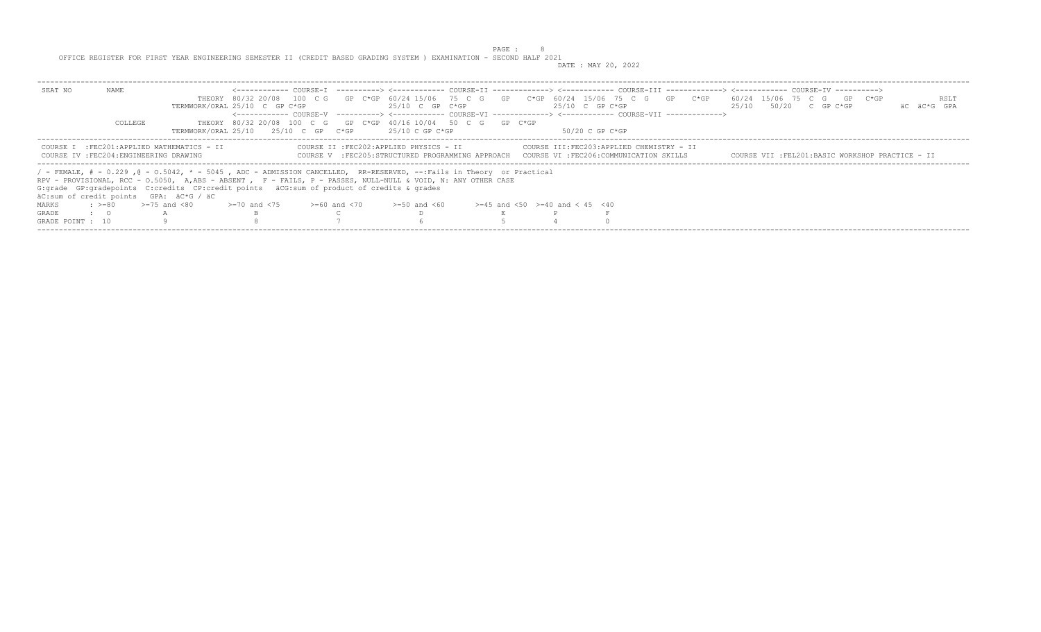OFFICE REGISTER FOR FIRST YEAR ENGINEERING SEMESTER II (CREDIT BASED GRADING SYSTEM ) EXAMINATION - SECOND HALF 2021

DATE : MAY 20, 2022

```
SEAT NO        NAME                <------------ COURSE-I  ----------> <------------ COURSE-II -------------> <------------ COURSE-III -------------> <------------ COURSE-IV ---------->
                            THEORY  80/32 20/08  100  C G   GP  C*GP  60/24 15/06  75  C  G   GP   C*GP  60/24  15/06  75  C  G   GP   C*GP   60/24  15/06  75  C  G   GP  C*GP              RSLT
                     TERMWORK/ORAL 25/10  C  GP C*GP                  25/10  C  GP  C*GP                  25/10  C  GP C*GP                     25/10    50/20   C  GP C*GP          äC  äC*G  GPA
                                   <------------ COURSE-V  ----------> <------------ COURSE-VI -------------> <------------ COURSE-VII ------------->
               COLLEGE      THEORY  80/32 20/08  100  C  G   GP  C*GP  40/16 10/04   50  C  G   GP  C*GP
                     TERMWORK/ORAL 25/10    25/10  C  GP   C*GP        25/10 C GP C*GP                    50/20 C GP C*GP
```

COURSE I :FEC201:APPLIED MATHEMATICS - II
COURSE II :FEC202:APPLIED PHYSICS - II
COURSE III:FEC203:APPLIED CHEMISTRY - II
COURSE IV :FEC204:ENGINEERING DRAWING
COURSE V :FEC205:STRUCTURED PROGRAMMING APPROACH
COURSE VI :FEC206:COMMUNICATION SKILLS
COURSE VII :FEL201:BASIC WORKSHOP PRACTICE - II

/ - FEMALE, # - 0.229 ,@ - O.5042, * - 5045 , ADC - ADMISSION CANCELLED, RR-RESERVED, --:Fails in Theory or Practical
RPV - PROVISIONAL, RCC - O.5050, A,ABS - ABSENT , F - FAILS, P - PASSES, NULL-NULL & VOID, N: ANY OTHER CASE
G:grade GP:gradepoints C:credits CP:credit points äCG:sum of product of credits & grades
äC:sum of credit points GPA: äC*G / äC

| MARKS | : >=80 | >=75 and <80 | >=70 and <75 | >=60 and <70 | >=50 and <60 | >=45 and <50 | >=40 and < 45 | <40 |
|---|---|---|---|---|---|---|---|---|
| GRADE | : O | A | B | C | D | E | P | F |
| GRADE POINT | : 10 | 9 | 8 | 7 | 6 | 5 | 4 | 0 |